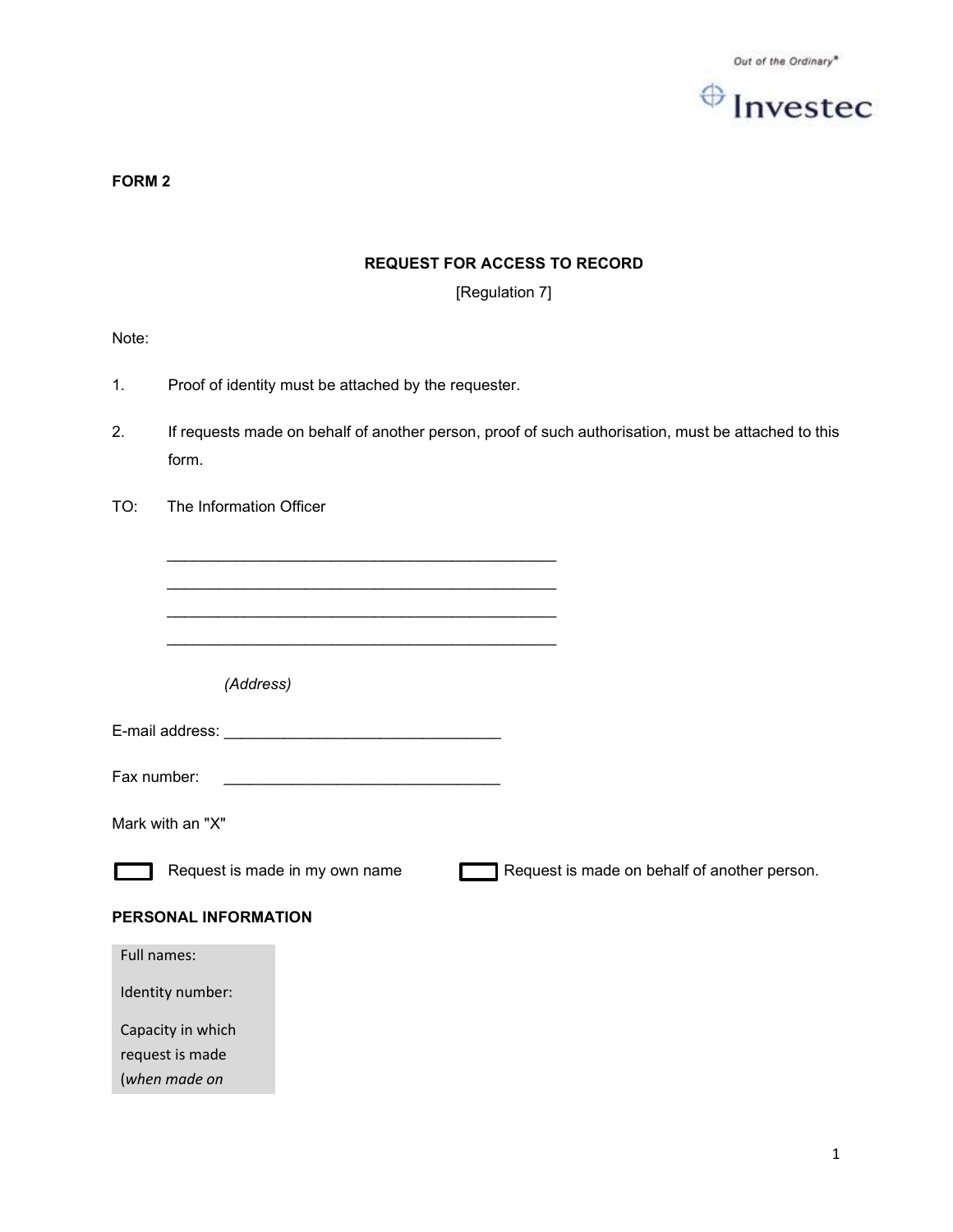Out of the Ordinary®

Investec

**FORM 2**

**REQUEST FOR ACCESS TO RECORD**

[Regulation 7]

Note:

1. Proof of identity must be attached by the requester.
2. If requests made on behalf of another person, proof of such authorisation, must be attached to this form.

TO: The Information Officer

\_\_\_\_\_\_\_\_\_\_\_\_\_\_\_\_\_\_\_\_\_\_\_\_\_\_\_\_\_\_\_\_\_\_\_\_\_\_\_\_\_\_\_\_

\_\_\_\_\_\_\_\_\_\_\_\_\_\_\_\_\_\_\_\_\_\_\_\_\_\_\_\_\_\_\_\_\_\_\_\_\_\_\_\_\_\_\_\_

\_\_\_\_\_\_\_\_\_\_\_\_\_\_\_\_\_\_\_\_\_\_\_\_\_\_\_\_\_\_\_\_\_\_\_\_\_\_\_\_\_\_\_\_

\_\_\_\_\_\_\_\_\_\_\_\_\_\_\_\_\_\_\_\_\_\_\_\_\_\_\_\_\_\_\_\_\_\_\_\_\_\_\_\_\_\_\_\_

*(Address)*

E-mail address: \_\_\_\_\_\_\_\_\_\_\_\_\_\_\_\_\_\_\_\_\_\_\_\_\_\_\_\_\_\_\_\_

Fax number: \_\_\_\_\_\_\_\_\_\_\_\_\_\_\_\_\_\_\_\_\_\_\_\_\_\_\_\_\_\_\_\_

Mark with an "X"

☐ Request is made in my own name ☐ Request is made on behalf of another person.

**PERSONAL INFORMATION**

| | |
|---|---|
| Full names: | |
| Identity number: | |
| Capacity in which request is made (*when made on* | |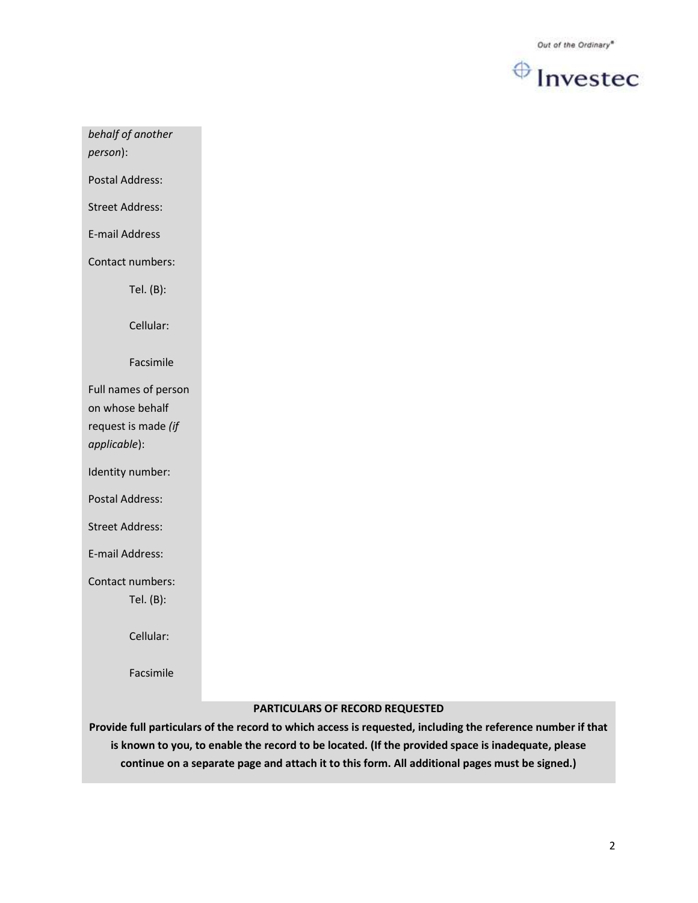| | |
|---|---|
| *behalf of another person*): | |
| Postal Address: | |
| Street Address: | |
| E-mail Address | |
| Contact numbers: | |
| Tel. (B): | |
| Cellular: | |
| Facsimile | |
| Full names of person on whose behalf request is made *(if applicable*): | |
| Identity number: | |
| Postal Address: | |
| Street Address: | |
| E-mail Address: | |
| Contact numbers: | |
| Tel. (B): | |
| Cellular: | |
| Facsimile | |

**PARTICULARS OF RECORD REQUESTED**

**Provide full particulars of the record to which access is requested, including the reference number if that is known to you, to enable the record to be located. (If the provided space is inadequate, please continue on a separate page and attach it to this form. All additional pages must be signed.)**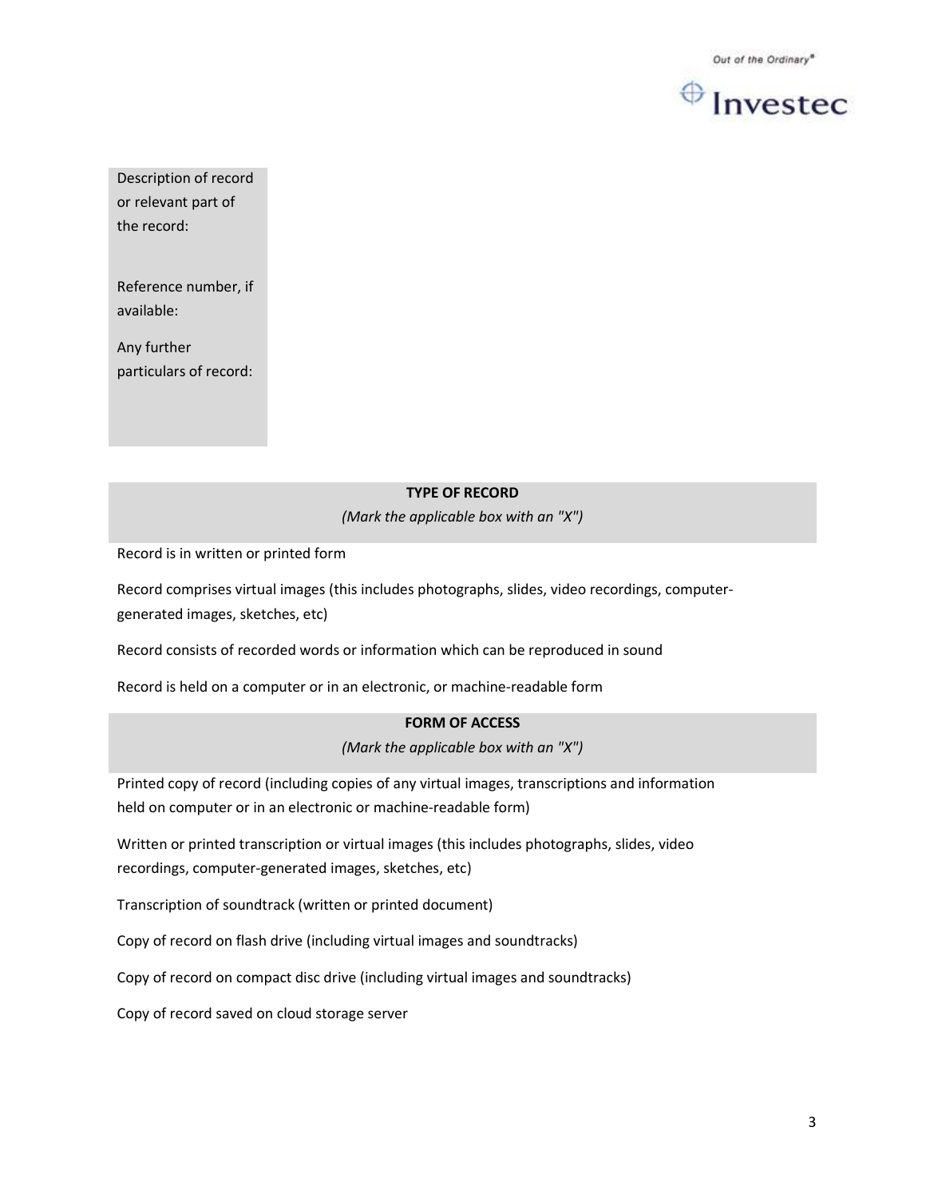| | |
|---|---|
| Description of record or relevant part of the record: | |
| Reference number, if available: | |
| Any further particulars of record: | |

| **TYPE OF RECORD** *(Mark the applicable box with an "X")* | |
|---|---|
| Record is in written or printed form | |
| Record comprises virtual images (this includes photographs, slides, video recordings, computer-generated images, sketches, etc) | |
| Record consists of recorded words or information which can be reproduced in sound | |
| Record is held on a computer or in an electronic, or machine-readable form | |

| **FORM OF ACCESS** *(Mark the applicable box with an "X")* | |
|---|---|
| Printed copy of record (including copies of any virtual images, transcriptions and information held on computer or in an electronic or machine-readable form) | |
| Written or printed transcription or virtual images (this includes photographs, slides, video recordings, computer-generated images, sketches, etc) | |
| Transcription of soundtrack (written or printed document) | |
| Copy of record on flash drive (including virtual images and soundtracks) | |
| Copy of record on compact disc drive (including virtual images and soundtracks) | |
| Copy of record saved on cloud storage server | |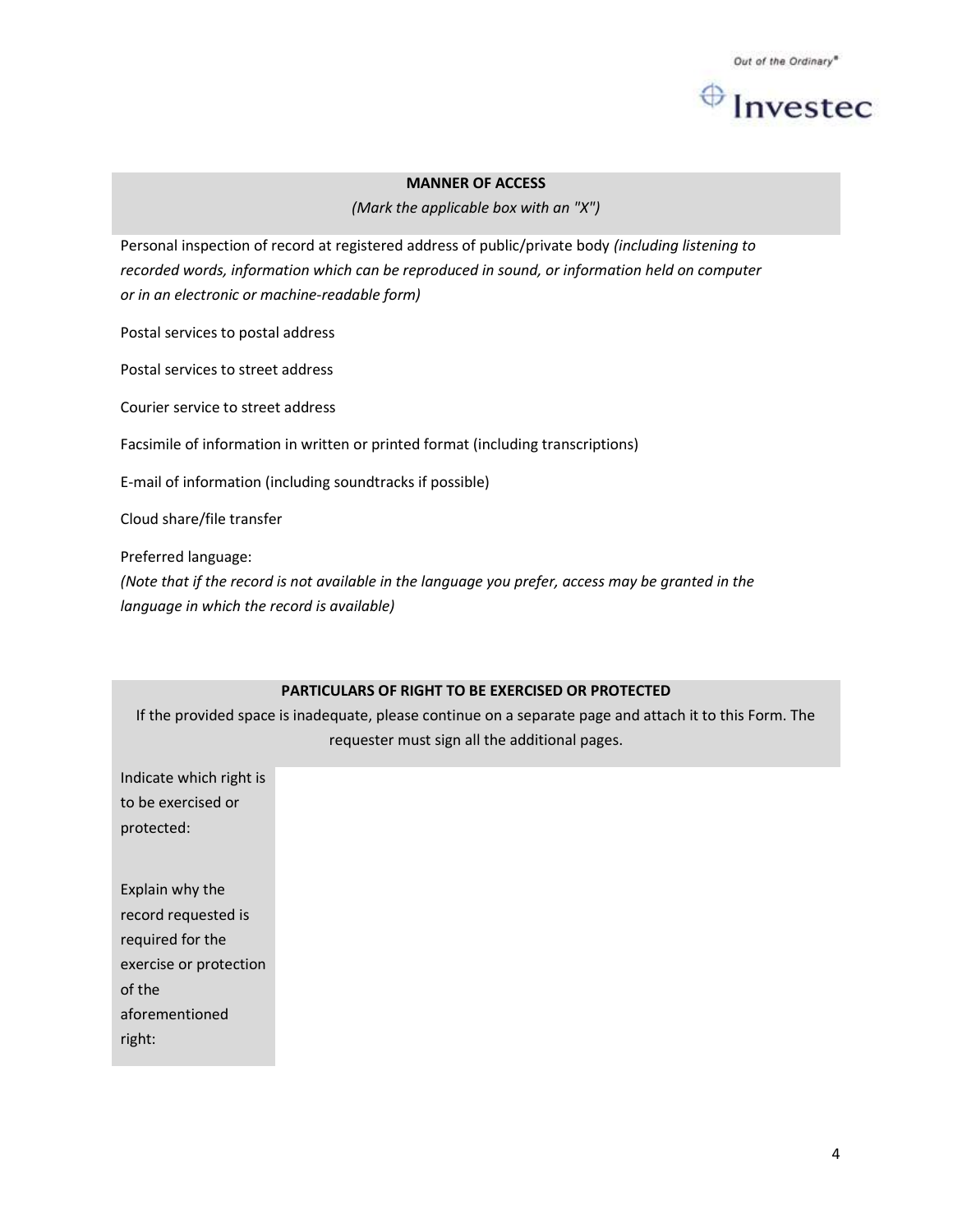**MANNER OF ACCESS**

*(Mark the applicable box with an "X")*

Personal inspection of record at registered address of public/private body *(including listening to recorded words, information which can be reproduced in sound, or information held on computer or in an electronic or machine-readable form)*

Postal services to postal address

Postal services to street address

Courier service to street address

Facsimile of information in written or printed format (including transcriptions)

E-mail of information (including soundtracks if possible)

Cloud share/file transfer

Preferred language:

*(Note that if the record is not available in the language you prefer, access may be granted in the language in which the record is available)*

**PARTICULARS OF RIGHT TO BE EXERCISED OR PROTECTED**

If the provided space is inadequate, please continue on a separate page and attach it to this Form. The requester must sign all the additional pages.

| | |
|---|---|
| Indicate which right is to be exercised or protected: | |
| Explain why the record requested is required for the exercise or protection of the aforementioned right: | |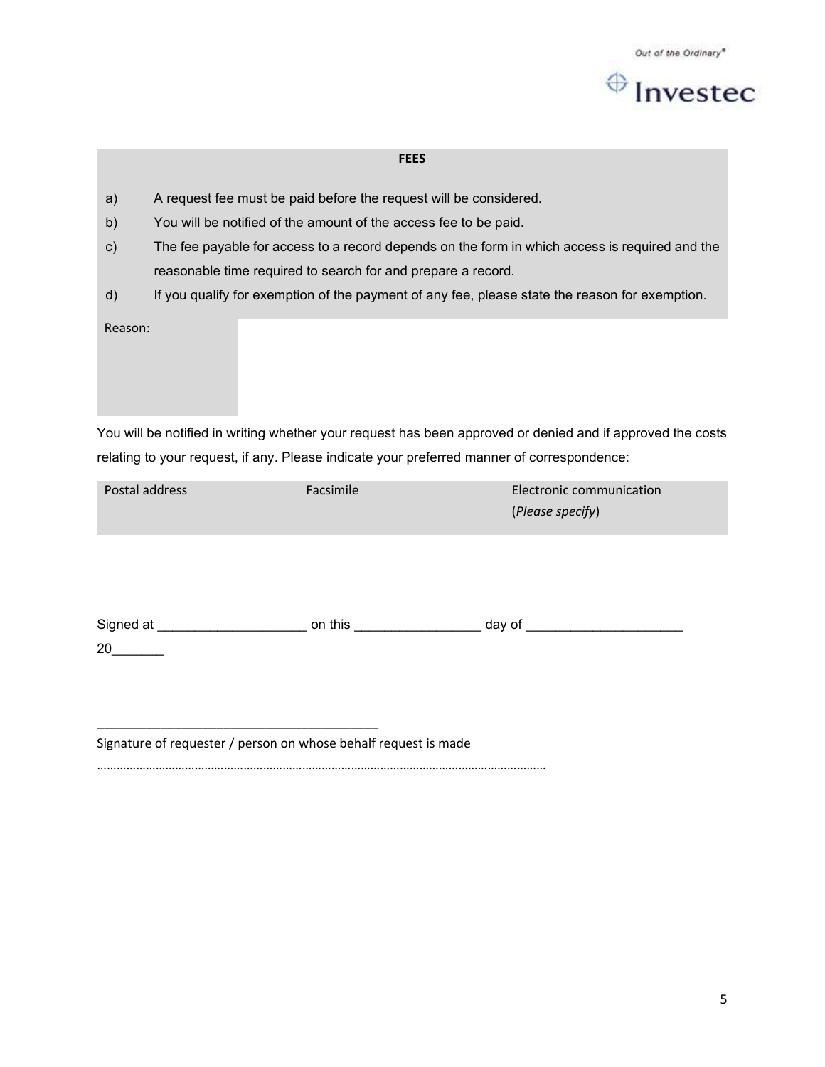**FEES**

a) A request fee must be paid before the request will be considered.

b) You will be notified of the amount of the access fee to be paid.

c) The fee payable for access to a record depends on the form in which access is required and the reasonable time required to search for and prepare a record.

d) If you qualify for exemption of the payment of any fee, please state the reason for exemption.

| Reason: | |
|---|---|

You will be notified in writing whether your request has been approved or denied and if approved the costs relating to your request, if any. Please indicate your preferred manner of correspondence:

| Postal address | Facsimile | Electronic communication (*Please specify*) |
|---|---|---|
| | | |

Signed at ____________________ on this _________________ day of _____________________ 20_______

_______________________________________

Signature of requester / person on whose behalf request is made

………………………………………………………………………………………………………………………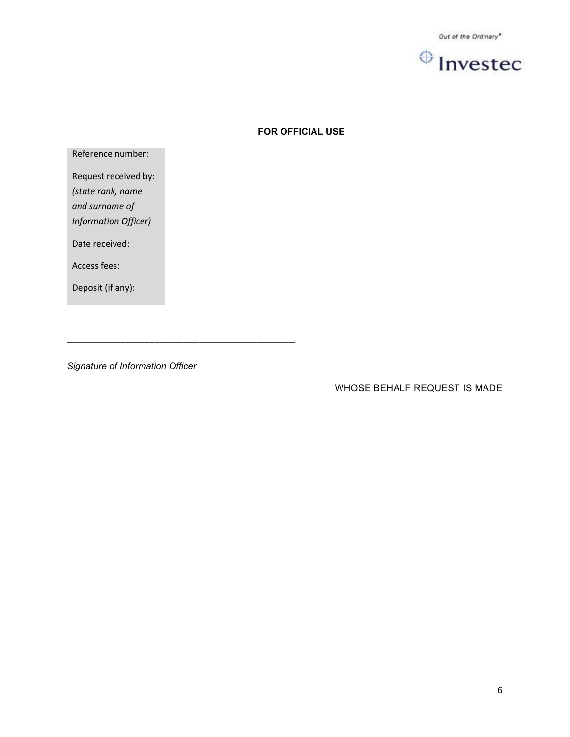Out of the Ordinary®

Investec

**FOR OFFICIAL USE**

| | |
|---|---|
| Reference number: | |
| Request received by: *(state rank, name and surname of Information Officer)* | |
| Date received: | |
| Access fees: | |
| Deposit (if any): | |

_____________________________________________

*Signature of Information Officer*

WHOSE BEHALF REQUEST IS MADE